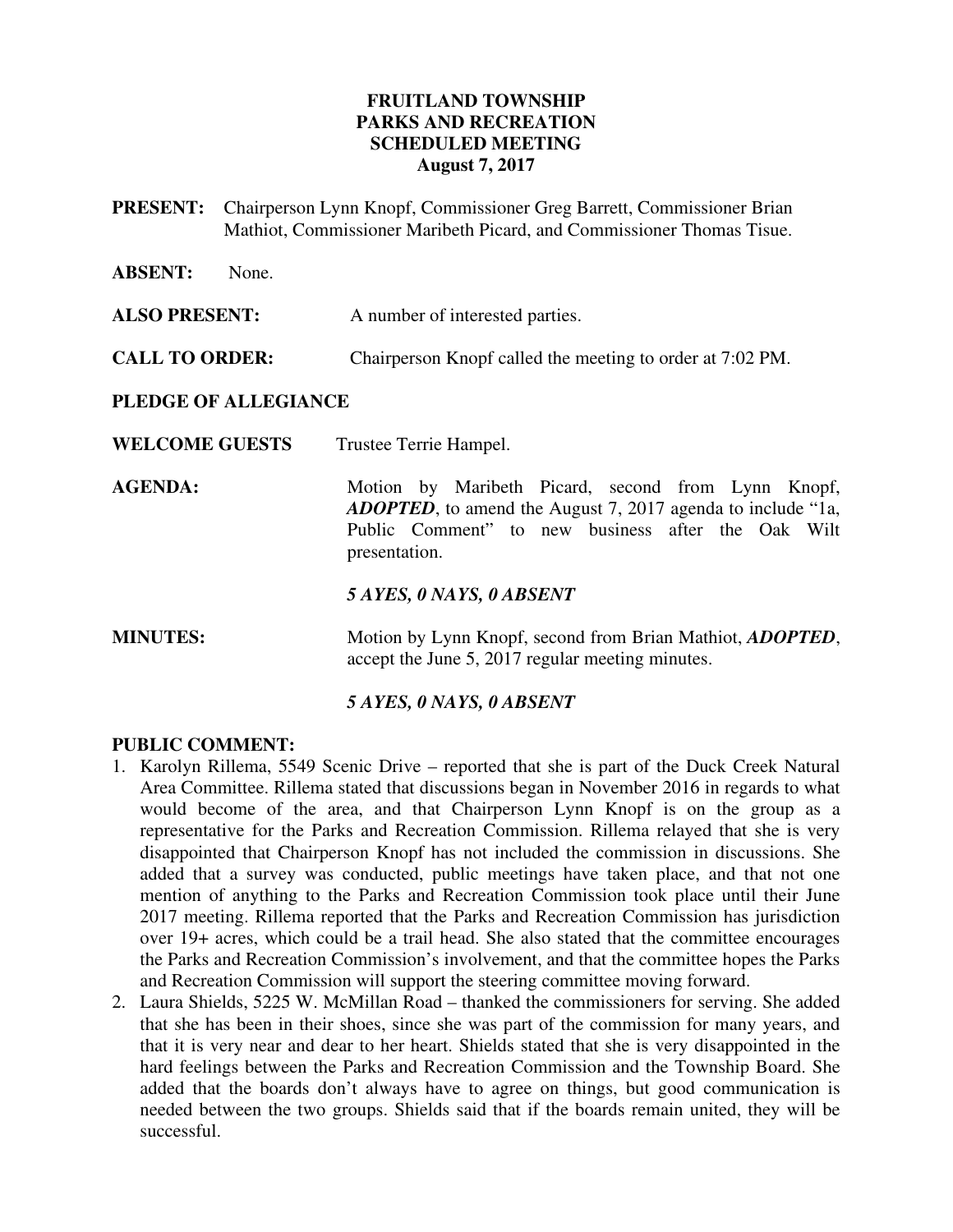**FRUITLAND TOWNSHIP**
**PARKS AND RECREATION**
**SCHEDULED MEETING**
**August 7, 2017**

**PRESENT:** Chairperson Lynn Knopf, Commissioner Greg Barrett, Commissioner Brian Mathiot, Commissioner Maribeth Picard, and Commissioner Thomas Tisue.

**ABSENT:** None.

**ALSO PRESENT:** A number of interested parties.

**CALL TO ORDER:** Chairperson Knopf called the meeting to order at 7:02 PM.

**PLEDGE OF ALLEGIANCE**

**WELCOME GUESTS** Trustee Terrie Hampel.

**AGENDA:** Motion by Maribeth Picard, second from Lynn Knopf, ***ADOPTED***, to amend the August 7, 2017 agenda to include "1a, Public Comment" to new business after the Oak Wilt presentation.

***5 AYES, 0 NAYS, 0 ABSENT***

**MINUTES:** Motion by Lynn Knopf, second from Brian Mathiot, ***ADOPTED***, accept the June 5, 2017 regular meeting minutes.

***5 AYES, 0 NAYS, 0 ABSENT***

**PUBLIC COMMENT:**

1. Karolyn Rillema, 5549 Scenic Drive – reported that she is part of the Duck Creek Natural Area Committee. Rillema stated that discussions began in November 2016 in regards to what would become of the area, and that Chairperson Lynn Knopf is on the group as a representative for the Parks and Recreation Commission. Rillema relayed that she is very disappointed that Chairperson Knopf has not included the commission in discussions. She added that a survey was conducted, public meetings have taken place, and that not one mention of anything to the Parks and Recreation Commission took place until their June 2017 meeting. Rillema reported that the Parks and Recreation Commission has jurisdiction over 19+ acres, which could be a trail head. She also stated that the committee encourages the Parks and Recreation Commission's involvement, and that the committee hopes the Parks and Recreation Commission will support the steering committee moving forward.
2. Laura Shields, 5225 W. McMillan Road – thanked the commissioners for serving. She added that she has been in their shoes, since she was part of the commission for many years, and that it is very near and dear to her heart. Shields stated that she is very disappointed in the hard feelings between the Parks and Recreation Commission and the Township Board. She added that the boards don't always have to agree on things, but good communication is needed between the two groups. Shields said that if the boards remain united, they will be successful.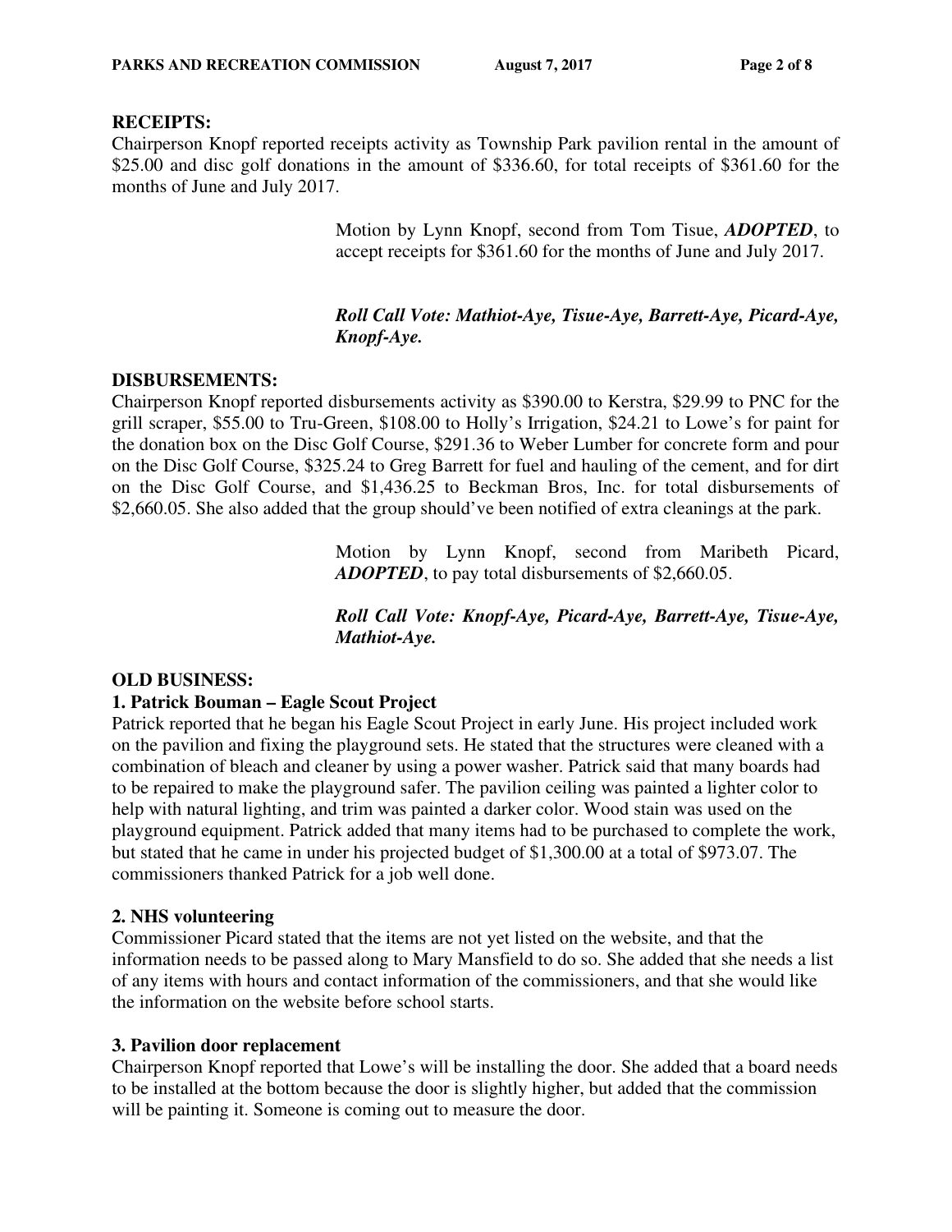**RECEIPTS:**

Chairperson Knopf reported receipts activity as Township Park pavilion rental in the amount of $25.00 and disc golf donations in the amount of $336.60, for total receipts of $361.60 for the months of June and July 2017.

> Motion by Lynn Knopf, second from Tom Tisue, ***ADOPTED***, to accept receipts for $361.60 for the months of June and July 2017.
>
> ***Roll Call Vote: Mathiot-Aye, Tisue-Aye, Barrett-Aye, Picard-Aye, Knopf-Aye.***

**DISBURSEMENTS:**

Chairperson Knopf reported disbursements activity as $390.00 to Kerstra, $29.99 to PNC for the grill scraper, $55.00 to Tru-Green, $108.00 to Holly's Irrigation, $24.21 to Lowe's for paint for the donation box on the Disc Golf Course, $291.36 to Weber Lumber for concrete form and pour on the Disc Golf Course, $325.24 to Greg Barrett for fuel and hauling of the cement, and for dirt on the Disc Golf Course, and $1,436.25 to Beckman Bros, Inc. for total disbursements of $2,660.05. She also added that the group should've been notified of extra cleanings at the park.

> Motion by Lynn Knopf, second from Maribeth Picard, ***ADOPTED***, to pay total disbursements of $2,660.05.
>
> ***Roll Call Vote: Knopf-Aye, Picard-Aye, Barrett-Aye, Tisue-Aye, Mathiot-Aye.***

**OLD BUSINESS:**

**1. Patrick Bouman – Eagle Scout Project**

Patrick reported that he began his Eagle Scout Project in early June. His project included work on the pavilion and fixing the playground sets. He stated that the structures were cleaned with a combination of bleach and cleaner by using a power washer. Patrick said that many boards had to be repaired to make the playground safer. The pavilion ceiling was painted a lighter color to help with natural lighting, and trim was painted a darker color. Wood stain was used on the playground equipment. Patrick added that many items had to be purchased to complete the work, but stated that he came in under his projected budget of $1,300.00 at a total of $973.07. The commissioners thanked Patrick for a job well done.

**2. NHS volunteering**

Commissioner Picard stated that the items are not yet listed on the website, and that the information needs to be passed along to Mary Mansfield to do so. She added that she needs a list of any items with hours and contact information of the commissioners, and that she would like the information on the website before school starts.

**3. Pavilion door replacement**

Chairperson Knopf reported that Lowe's will be installing the door. She added that a board needs to be installed at the bottom because the door is slightly higher, but added that the commission will be painting it. Someone is coming out to measure the door.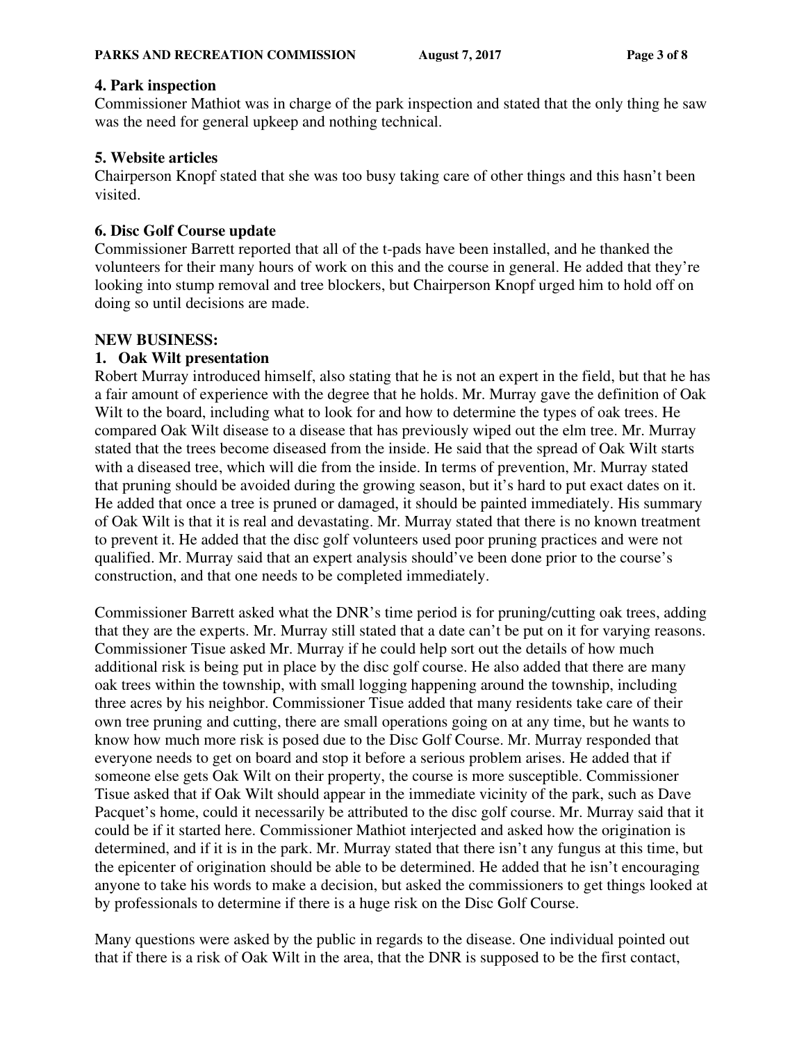### 4. Park inspection

Commissioner Mathiot was in charge of the park inspection and stated that the only thing he saw was the need for general upkeep and nothing technical.

### 5. Website articles

Chairperson Knopf stated that she was too busy taking care of other things and this hasn't been visited.

### 6. Disc Golf Course update

Commissioner Barrett reported that all of the t-pads have been installed, and he thanked the volunteers for their many hours of work on this and the course in general. He added that they're looking into stump removal and tree blockers, but Chairperson Knopf urged him to hold off on doing so until decisions are made.

## NEW BUSINESS:

### 1. Oak Wilt presentation

Robert Murray introduced himself, also stating that he is not an expert in the field, but that he has a fair amount of experience with the degree that he holds. Mr. Murray gave the definition of Oak Wilt to the board, including what to look for and how to determine the types of oak trees. He compared Oak Wilt disease to a disease that has previously wiped out the elm tree. Mr. Murray stated that the trees become diseased from the inside. He said that the spread of Oak Wilt starts with a diseased tree, which will die from the inside. In terms of prevention, Mr. Murray stated that pruning should be avoided during the growing season, but it's hard to put exact dates on it. He added that once a tree is pruned or damaged, it should be painted immediately. His summary of Oak Wilt is that it is real and devastating. Mr. Murray stated that there is no known treatment to prevent it. He added that the disc golf volunteers used poor pruning practices and were not qualified. Mr. Murray said that an expert analysis should've been done prior to the course's construction, and that one needs to be completed immediately.

Commissioner Barrett asked what the DNR's time period is for pruning/cutting oak trees, adding that they are the experts. Mr. Murray still stated that a date can't be put on it for varying reasons. Commissioner Tisue asked Mr. Murray if he could help sort out the details of how much additional risk is being put in place by the disc golf course. He also added that there are many oak trees within the township, with small logging happening around the township, including three acres by his neighbor. Commissioner Tisue added that many residents take care of their own tree pruning and cutting, there are small operations going on at any time, but he wants to know how much more risk is posed due to the Disc Golf Course. Mr. Murray responded that everyone needs to get on board and stop it before a serious problem arises. He added that if someone else gets Oak Wilt on their property, the course is more susceptible. Commissioner Tisue asked that if Oak Wilt should appear in the immediate vicinity of the park, such as Dave Pacquet's home, could it necessarily be attributed to the disc golf course. Mr. Murray said that it could be if it started here. Commissioner Mathiot interjected and asked how the origination is determined, and if it is in the park. Mr. Murray stated that there isn't any fungus at this time, but the epicenter of origination should be able to be determined. He added that he isn't encouraging anyone to take his words to make a decision, but asked the commissioners to get things looked at by professionals to determine if there is a huge risk on the Disc Golf Course.

Many questions were asked by the public in regards to the disease. One individual pointed out that if there is a risk of Oak Wilt in the area, that the DNR is supposed to be the first contact,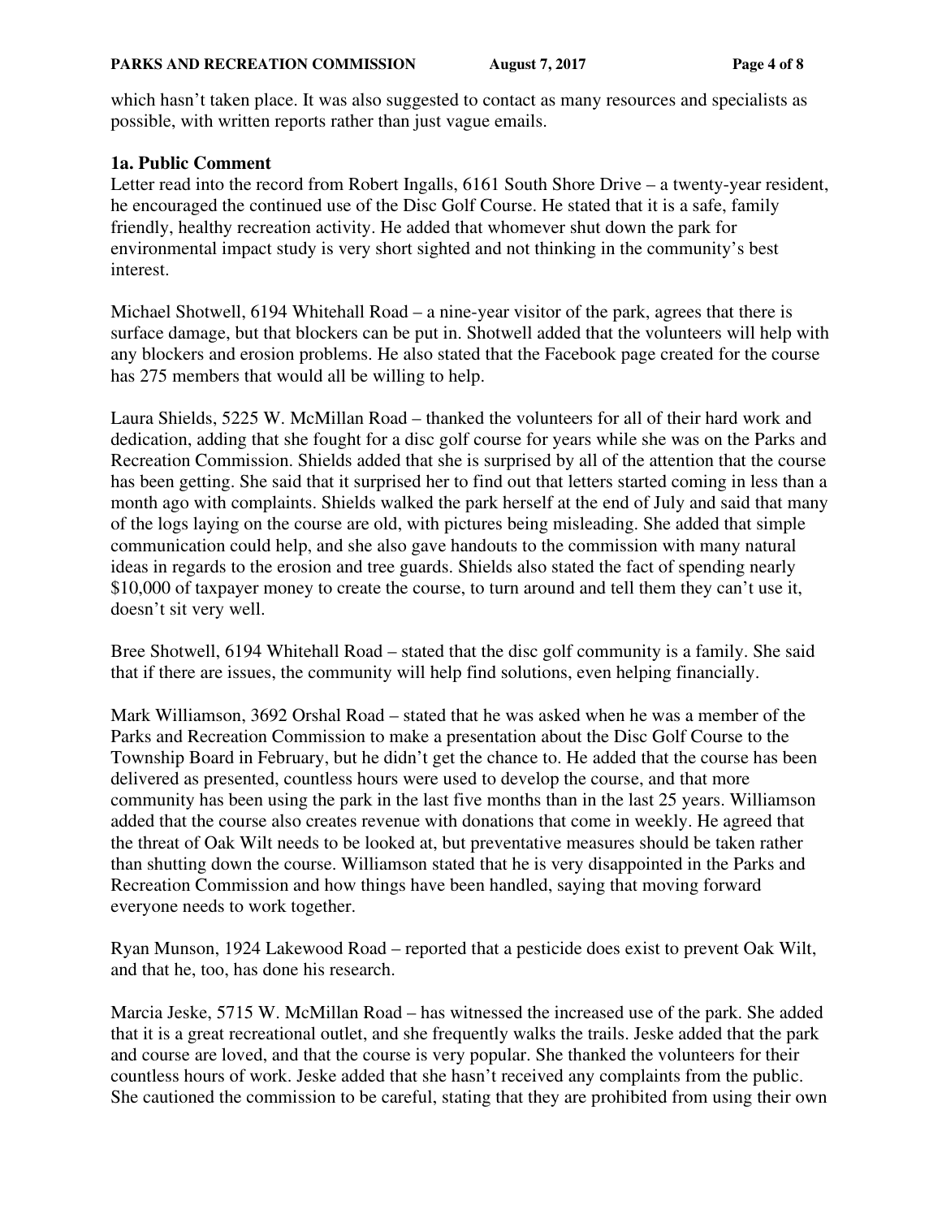which hasn't taken place. It was also suggested to contact as many resources and specialists as possible, with written reports rather than just vague emails.

**1a. Public Comment**

Letter read into the record from Robert Ingalls, 6161 South Shore Drive – a twenty-year resident, he encouraged the continued use of the Disc Golf Course. He stated that it is a safe, family friendly, healthy recreation activity. He added that whomever shut down the park for environmental impact study is very short sighted and not thinking in the community's best interest.

Michael Shotwell, 6194 Whitehall Road – a nine-year visitor of the park, agrees that there is surface damage, but that blockers can be put in. Shotwell added that the volunteers will help with any blockers and erosion problems. He also stated that the Facebook page created for the course has 275 members that would all be willing to help.

Laura Shields, 5225 W. McMillan Road – thanked the volunteers for all of their hard work and dedication, adding that she fought for a disc golf course for years while she was on the Parks and Recreation Commission. Shields added that she is surprised by all of the attention that the course has been getting. She said that it surprised her to find out that letters started coming in less than a month ago with complaints. Shields walked the park herself at the end of July and said that many of the logs laying on the course are old, with pictures being misleading. She added that simple communication could help, and she also gave handouts to the commission with many natural ideas in regards to the erosion and tree guards. Shields also stated the fact of spending nearly $10,000 of taxpayer money to create the course, to turn around and tell them they can't use it, doesn't sit very well.

Bree Shotwell, 6194 Whitehall Road – stated that the disc golf community is a family. She said that if there are issues, the community will help find solutions, even helping financially.

Mark Williamson, 3692 Orshal Road – stated that he was asked when he was a member of the Parks and Recreation Commission to make a presentation about the Disc Golf Course to the Township Board in February, but he didn't get the chance to. He added that the course has been delivered as presented, countless hours were used to develop the course, and that more community has been using the park in the last five months than in the last 25 years. Williamson added that the course also creates revenue with donations that come in weekly. He agreed that the threat of Oak Wilt needs to be looked at, but preventative measures should be taken rather than shutting down the course. Williamson stated that he is very disappointed in the Parks and Recreation Commission and how things have been handled, saying that moving forward everyone needs to work together.

Ryan Munson, 1924 Lakewood Road – reported that a pesticide does exist to prevent Oak Wilt, and that he, too, has done his research.

Marcia Jeske, 5715 W. McMillan Road – has witnessed the increased use of the park. She added that it is a great recreational outlet, and she frequently walks the trails. Jeske added that the park and course are loved, and that the course is very popular. She thanked the volunteers for their countless hours of work. Jeske added that she hasn't received any complaints from the public. She cautioned the commission to be careful, stating that they are prohibited from using their own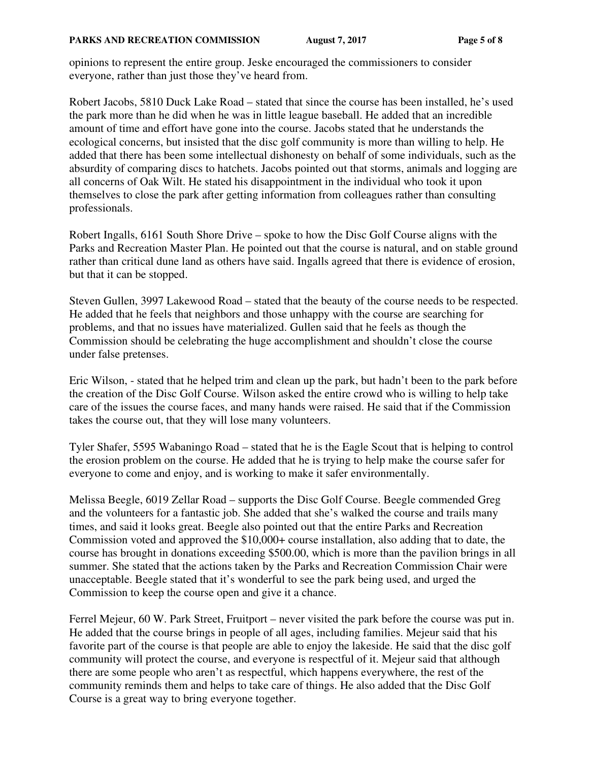opinions to represent the entire group. Jeske encouraged the commissioners to consider everyone, rather than just those they've heard from.

Robert Jacobs, 5810 Duck Lake Road – stated that since the course has been installed, he's used the park more than he did when he was in little league baseball. He added that an incredible amount of time and effort have gone into the course. Jacobs stated that he understands the ecological concerns, but insisted that the disc golf community is more than willing to help. He added that there has been some intellectual dishonesty on behalf of some individuals, such as the absurdity of comparing discs to hatchets. Jacobs pointed out that storms, animals and logging are all concerns of Oak Wilt. He stated his disappointment in the individual who took it upon themselves to close the park after getting information from colleagues rather than consulting professionals.

Robert Ingalls, 6161 South Shore Drive – spoke to how the Disc Golf Course aligns with the Parks and Recreation Master Plan. He pointed out that the course is natural, and on stable ground rather than critical dune land as others have said. Ingalls agreed that there is evidence of erosion, but that it can be stopped.

Steven Gullen, 3997 Lakewood Road – stated that the beauty of the course needs to be respected. He added that he feels that neighbors and those unhappy with the course are searching for problems, and that no issues have materialized. Gullen said that he feels as though the Commission should be celebrating the huge accomplishment and shouldn't close the course under false pretenses.

Eric Wilson, - stated that he helped trim and clean up the park, but hadn't been to the park before the creation of the Disc Golf Course. Wilson asked the entire crowd who is willing to help take care of the issues the course faces, and many hands were raised. He said that if the Commission takes the course out, that they will lose many volunteers.

Tyler Shafer, 5595 Wabaningo Road – stated that he is the Eagle Scout that is helping to control the erosion problem on the course. He added that he is trying to help make the course safer for everyone to come and enjoy, and is working to make it safer environmentally.

Melissa Beegle, 6019 Zellar Road – supports the Disc Golf Course. Beegle commended Greg and the volunteers for a fantastic job. She added that she's walked the course and trails many times, and said it looks great. Beegle also pointed out that the entire Parks and Recreation Commission voted and approved the $10,000+ course installation, also adding that to date, the course has brought in donations exceeding $500.00, which is more than the pavilion brings in all summer. She stated that the actions taken by the Parks and Recreation Commission Chair were unacceptable. Beegle stated that it's wonderful to see the park being used, and urged the Commission to keep the course open and give it a chance.

Ferrel Mejeur, 60 W. Park Street, Fruitport – never visited the park before the course was put in. He added that the course brings in people of all ages, including families. Mejeur said that his favorite part of the course is that people are able to enjoy the lakeside. He said that the disc golf community will protect the course, and everyone is respectful of it. Mejeur said that although there are some people who aren't as respectful, which happens everywhere, the rest of the community reminds them and helps to take care of things. He also added that the Disc Golf Course is a great way to bring everyone together.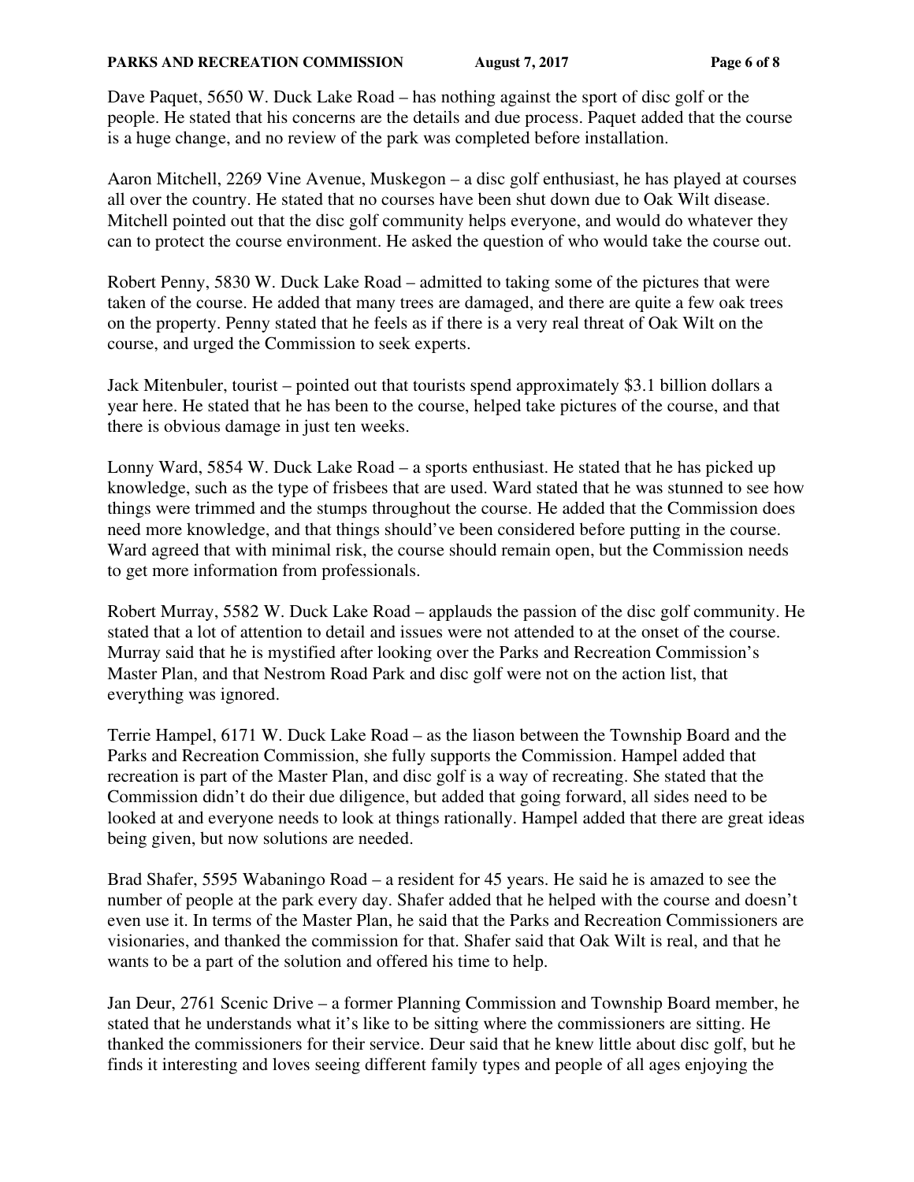Dave Paquet, 5650 W. Duck Lake Road – has nothing against the sport of disc golf or the people. He stated that his concerns are the details and due process. Paquet added that the course is a huge change, and no review of the park was completed before installation.

Aaron Mitchell, 2269 Vine Avenue, Muskegon – a disc golf enthusiast, he has played at courses all over the country. He stated that no courses have been shut down due to Oak Wilt disease. Mitchell pointed out that the disc golf community helps everyone, and would do whatever they can to protect the course environment. He asked the question of who would take the course out.

Robert Penny, 5830 W. Duck Lake Road – admitted to taking some of the pictures that were taken of the course. He added that many trees are damaged, and there are quite a few oak trees on the property. Penny stated that he feels as if there is a very real threat of Oak Wilt on the course, and urged the Commission to seek experts.

Jack Mitenbuler, tourist – pointed out that tourists spend approximately $3.1 billion dollars a year here. He stated that he has been to the course, helped take pictures of the course, and that there is obvious damage in just ten weeks.

Lonny Ward, 5854 W. Duck Lake Road – a sports enthusiast. He stated that he has picked up knowledge, such as the type of frisbees that are used. Ward stated that he was stunned to see how things were trimmed and the stumps throughout the course. He added that the Commission does need more knowledge, and that things should've been considered before putting in the course. Ward agreed that with minimal risk, the course should remain open, but the Commission needs to get more information from professionals.

Robert Murray, 5582 W. Duck Lake Road – applauds the passion of the disc golf community. He stated that a lot of attention to detail and issues were not attended to at the onset of the course. Murray said that he is mystified after looking over the Parks and Recreation Commission's Master Plan, and that Nestrom Road Park and disc golf were not on the action list, that everything was ignored.

Terrie Hampel, 6171 W. Duck Lake Road – as the liason between the Township Board and the Parks and Recreation Commission, she fully supports the Commission. Hampel added that recreation is part of the Master Plan, and disc golf is a way of recreating. She stated that the Commission didn't do their due diligence, but added that going forward, all sides need to be looked at and everyone needs to look at things rationally. Hampel added that there are great ideas being given, but now solutions are needed.

Brad Shafer, 5595 Wabaningo Road – a resident for 45 years. He said he is amazed to see the number of people at the park every day. Shafer added that he helped with the course and doesn't even use it. In terms of the Master Plan, he said that the Parks and Recreation Commissioners are visionaries, and thanked the commission for that. Shafer said that Oak Wilt is real, and that he wants to be a part of the solution and offered his time to help.

Jan Deur, 2761 Scenic Drive – a former Planning Commission and Township Board member, he stated that he understands what it's like to be sitting where the commissioners are sitting. He thanked the commissioners for their service. Deur said that he knew little about disc golf, but he finds it interesting and loves seeing different family types and people of all ages enjoying the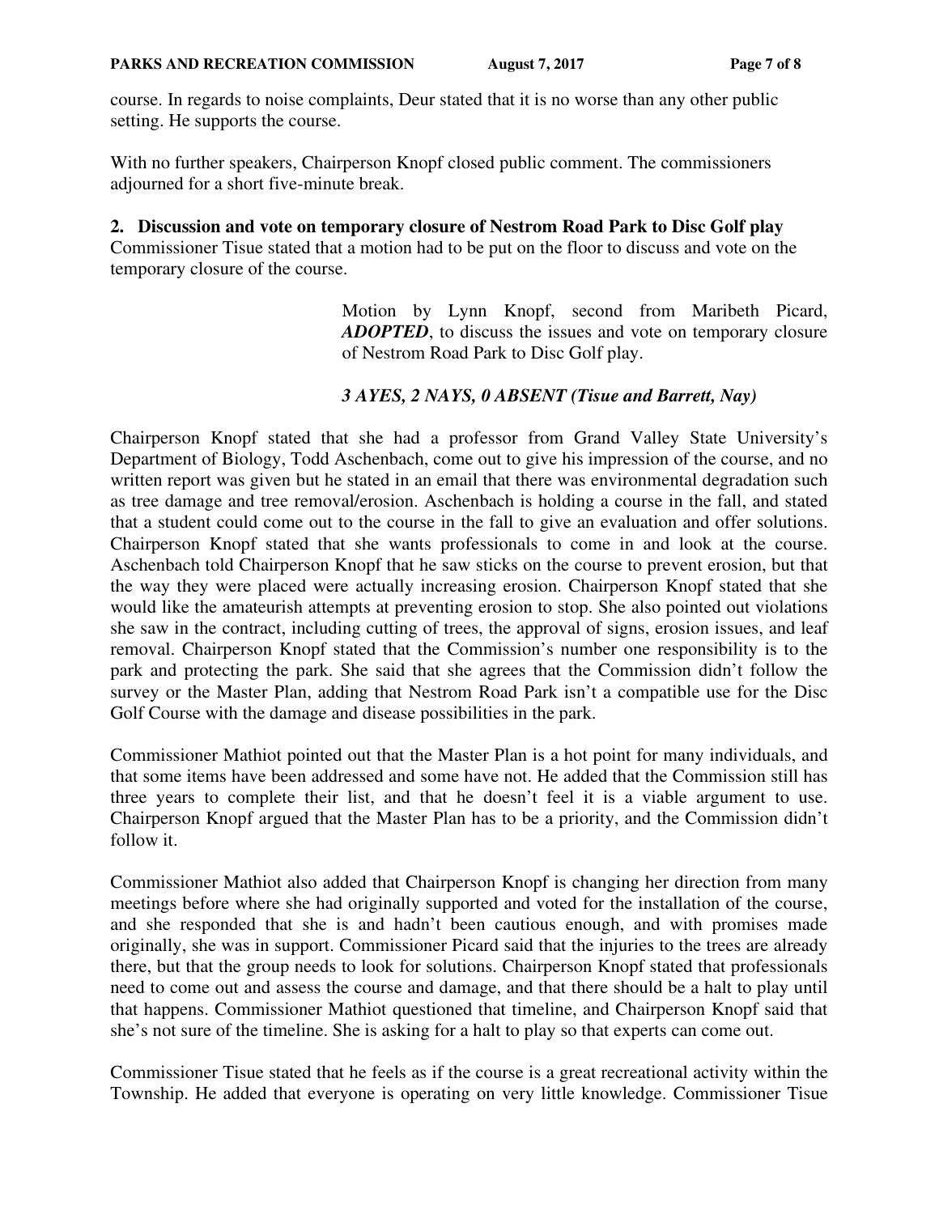course. In regards to noise complaints, Deur stated that it is no worse than any other public setting. He supports the course.

With no further speakers, Chairperson Knopf closed public comment. The commissioners adjourned for a short five-minute break.

**2. Discussion and vote on temporary closure of Nestrom Road Park to Disc Golf play**

Commissioner Tisue stated that a motion had to be put on the floor to discuss and vote on the temporary closure of the course.

> Motion by Lynn Knopf, second from Maribeth Picard, ***ADOPTED***, to discuss the issues and vote on temporary closure of Nestrom Road Park to Disc Golf play.
>
> ***3 AYES, 2 NAYS, 0 ABSENT (Tisue and Barrett, Nay)***

Chairperson Knopf stated that she had a professor from Grand Valley State University's Department of Biology, Todd Aschenbach, come out to give his impression of the course, and no written report was given but he stated in an email that there was environmental degradation such as tree damage and tree removal/erosion. Aschenbach is holding a course in the fall, and stated that a student could come out to the course in the fall to give an evaluation and offer solutions. Chairperson Knopf stated that she wants professionals to come in and look at the course. Aschenbach told Chairperson Knopf that he saw sticks on the course to prevent erosion, but that the way they were placed were actually increasing erosion. Chairperson Knopf stated that she would like the amateurish attempts at preventing erosion to stop. She also pointed out violations she saw in the contract, including cutting of trees, the approval of signs, erosion issues, and leaf removal. Chairperson Knopf stated that the Commission's number one responsibility is to the park and protecting the park. She said that she agrees that the Commission didn't follow the survey or the Master Plan, adding that Nestrom Road Park isn't a compatible use for the Disc Golf Course with the damage and disease possibilities in the park.

Commissioner Mathiot pointed out that the Master Plan is a hot point for many individuals, and that some items have been addressed and some have not. He added that the Commission still has three years to complete their list, and that he doesn't feel it is a viable argument to use. Chairperson Knopf argued that the Master Plan has to be a priority, and the Commission didn't follow it.

Commissioner Mathiot also added that Chairperson Knopf is changing her direction from many meetings before where she had originally supported and voted for the installation of the course, and she responded that she is and hadn't been cautious enough, and with promises made originally, she was in support. Commissioner Picard said that the injuries to the trees are already there, but that the group needs to look for solutions. Chairperson Knopf stated that professionals need to come out and assess the course and damage, and that there should be a halt to play until that happens. Commissioner Mathiot questioned that timeline, and Chairperson Knopf said that she's not sure of the timeline. She is asking for a halt to play so that experts can come out.

Commissioner Tisue stated that he feels as if the course is a great recreational activity within the Township. He added that everyone is operating on very little knowledge. Commissioner Tisue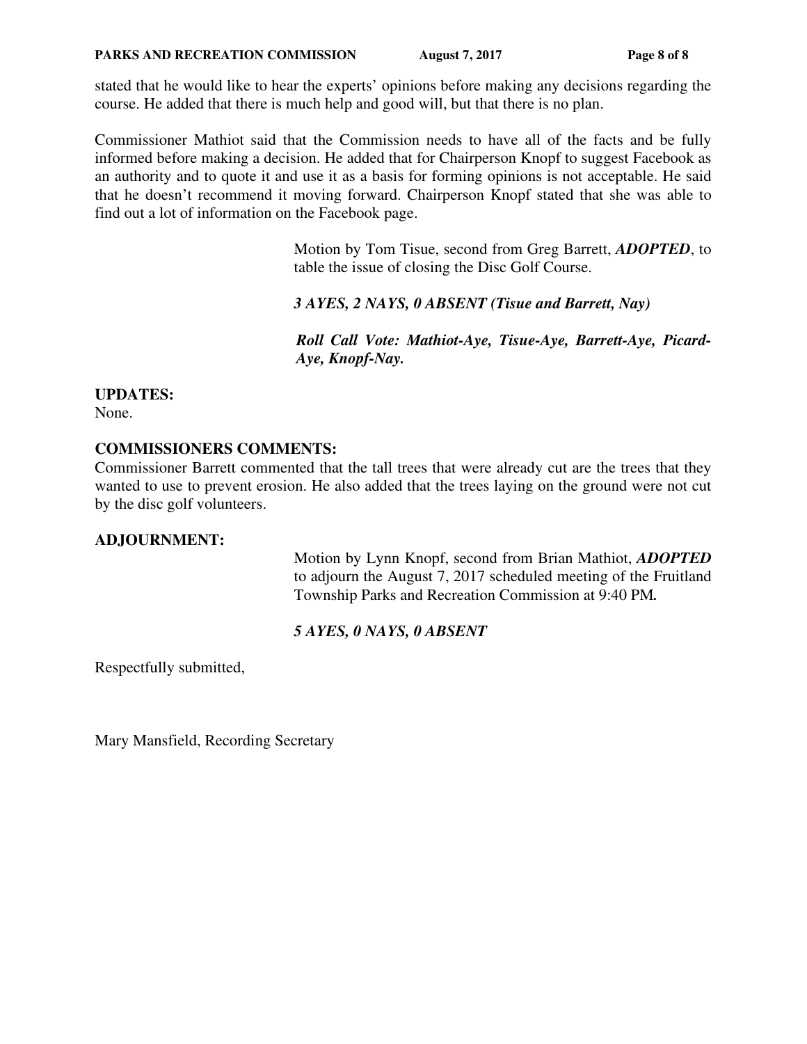stated that he would like to hear the experts' opinions before making any decisions regarding the course. He added that there is much help and good will, but that there is no plan.

Commissioner Mathiot said that the Commission needs to have all of the facts and be fully informed before making a decision. He added that for Chairperson Knopf to suggest Facebook as an authority and to quote it and use it as a basis for forming opinions is not acceptable. He said that he doesn't recommend it moving forward. Chairperson Knopf stated that she was able to find out a lot of information on the Facebook page.

> Motion by Tom Tisue, second from Greg Barrett, ***ADOPTED***, to table the issue of closing the Disc Golf Course.
>
> ***3 AYES, 2 NAYS, 0 ABSENT (Tisue and Barrett, Nay)***
>
> ***Roll Call Vote: Mathiot-Aye, Tisue-Aye, Barrett-Aye, Picard-Aye, Knopf-Nay.***

## UPDATES:

None.

## COMMISSIONERS COMMENTS:

Commissioner Barrett commented that the tall trees that were already cut are the trees that they wanted to use to prevent erosion. He also added that the trees laying on the ground were not cut by the disc golf volunteers.

## ADJOURNMENT:

> Motion by Lynn Knopf, second from Brian Mathiot, ***ADOPTED*** to adjourn the August 7, 2017 scheduled meeting of the Fruitland Township Parks and Recreation Commission at 9:40 PM**.**
>
> ***5 AYES, 0 NAYS, 0 ABSENT***

Respectfully submitted,

Mary Mansfield, Recording Secretary